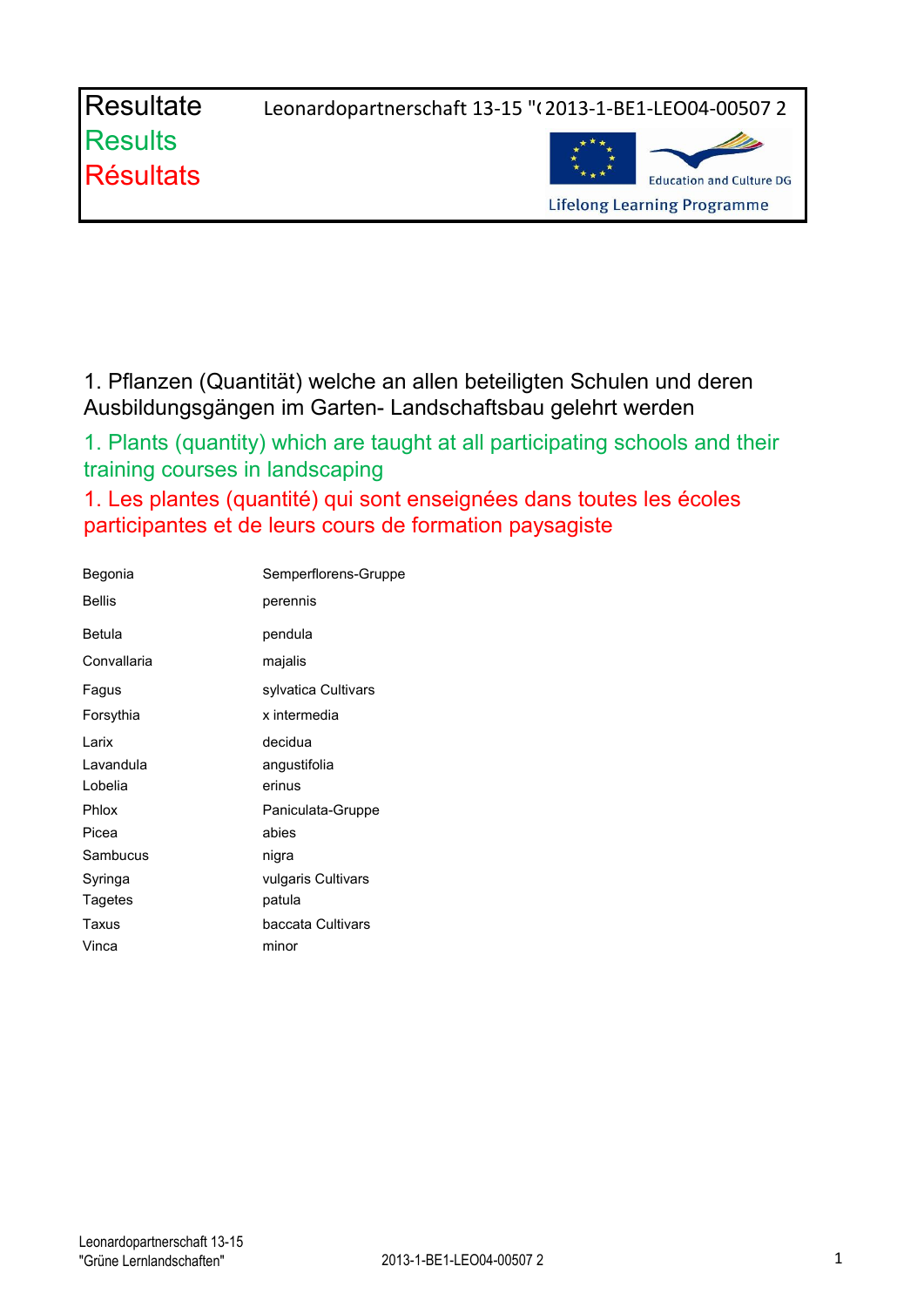| Resultate<br>Results<br>Résultats | Leonardopartnerschaft 13-15 "( 2013-1-BE1-LEO04-00507 2<br>Education and Culture DG<br>Lifelong Learning Programme |
|---|---|

## 1. Pflanzen (Quantität) welche an allen beteiligten Schulen und deren Ausbildungsgängen im Garten- Landschaftsbau gelehrt werden

## 1. Plants (quantity) which are taught at all participating schools and their training courses in landscaping

## 1. Les plantes (quantité) qui sont enseignées dans toutes les écoles participantes et de leurs cours de formation paysagiste

| | |
|---|---|
| Begonia | Semperflorens-Gruppe |
| Bellis | perennis |
| Betula | pendula |
| Convallaria | majalis |
| Fagus | sylvatica Cultivars |
| Forsythia | x intermedia |
| Larix | decidua |
| Lavandula | angustifolia |
| Lobelia | erinus |
| Phlox | Paniculata-Gruppe |
| Picea | abies |
| Sambucus | nigra |
| Syringa | vulgaris Cultivars |
| Tagetes | patula |
| Taxus | baccata Cultivars |
| Vinca | minor |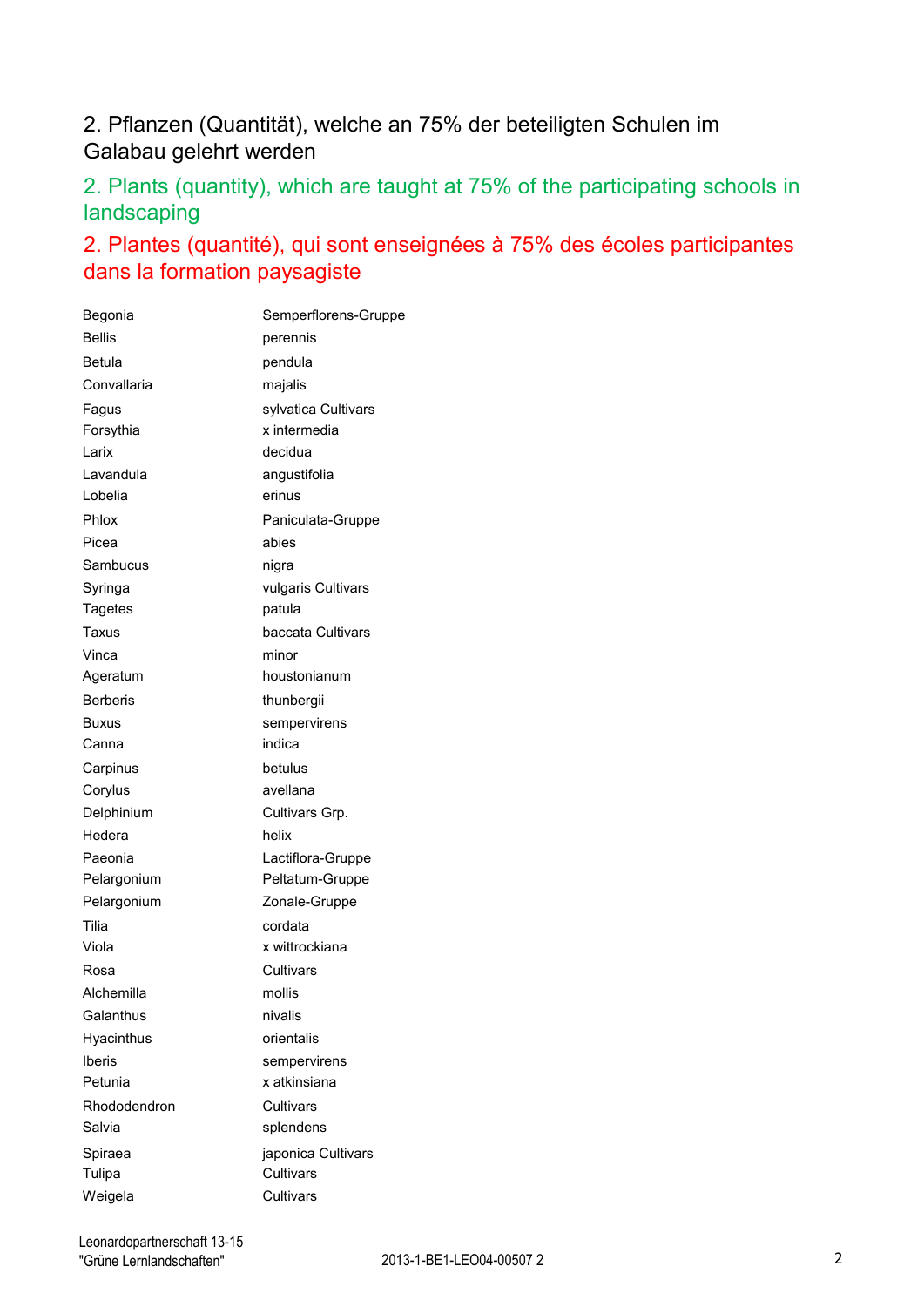## 2. Pflanzen (Quantität), welche an 75% der beteiligten Schulen im Galabau gelehrt werden

## 2. Plants (quantity), which are taught at 75% of the participating schools in landscaping

## 2. Plantes (quantité), qui sont enseignées à 75% des écoles participantes dans la formation paysagiste

| | |
|---|---|
| Begonia | Semperflorens-Gruppe |
| Bellis | perennis |
| Betula | pendula |
| Convallaria | majalis |
| Fagus | sylvatica Cultivars |
| Forsythia | x intermedia |
| Larix | decidua |
| Lavandula | angustifolia |
| Lobelia | erinus |
| Phlox | Paniculata-Gruppe |
| Picea | abies |
| Sambucus | nigra |
| Syringa | vulgaris Cultivars |
| Tagetes | patula |
| Taxus | baccata Cultivars |
| Vinca | minor |
| Ageratum | houstonianum |
| Berberis | thunbergii |
| Buxus | sempervirens |
| Canna | indica |
| Carpinus | betulus |
| Corylus | avellana |
| Delphinium | Cultivars Grp. |
| Hedera | helix |
| Paeonia | Lactiflora-Gruppe |
| Pelargonium | Peltatum-Gruppe |
| Pelargonium | Zonale-Gruppe |
| Tilia | cordata |
| Viola | x wittrockiana |
| Rosa | Cultivars |
| Alchemilla | mollis |
| Galanthus | nivalis |
| Hyacinthus | orientalis |
| Iberis | sempervirens |
| Petunia | x atkinsiana |
| Rhododendron | Cultivars |
| Salvia | splendens |
| Spiraea | japonica Cultivars |
| Tulipa | Cultivars |
| Weigela | Cultivars |

Leonardopartnerschaft 13-15
"Grüne Lernlandschaften" 2013-1-BE1-LEO04-00507 2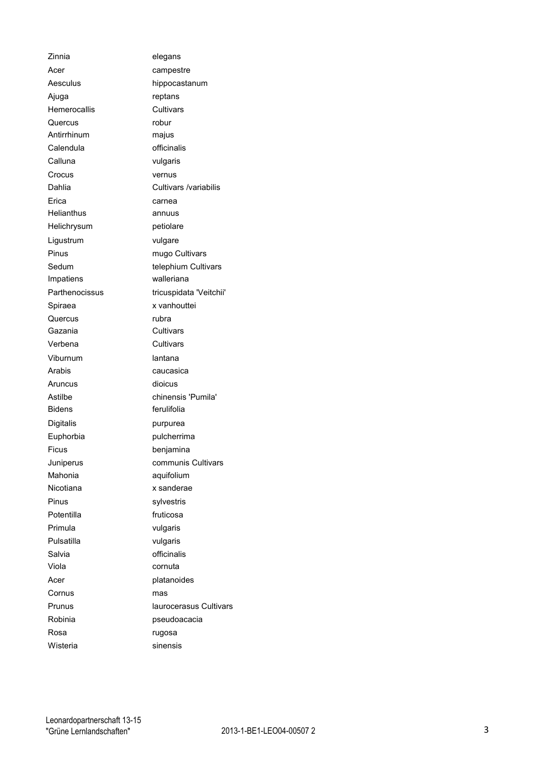| | |
|---|---|
| Zinnia | elegans |
| Acer | campestre |
| Aesculus | hippocastanum |
| Ajuga | reptans |
| Hemerocallis | Cultivars |
| Quercus | robur |
| Antirrhinum | majus |
| Calendula | officinalis |
| Calluna | vulgaris |
| Crocus | vernus |
| Dahlia | Cultivars /variabilis |
| Erica | carnea |
| Helianthus | annuus |
| Helichrysum | petiolare |
| Ligustrum | vulgare |
| Pinus | mugo Cultivars |
| Sedum | telephium Cultivars |
| Impatiens | walleriana |
| Parthenocissus | tricuspidata 'Veitchii' |
| Spiraea | x vanhouttei |
| Quercus | rubra |
| Gazania | Cultivars |
| Verbena | Cultivars |
| Viburnum | lantana |
| Arabis | caucasica |
| Aruncus | dioicus |
| Astilbe | chinensis 'Pumila' |
| Bidens | ferulifolia |
| Digitalis | purpurea |
| Euphorbia | pulcherrima |
| Ficus | benjamina |
| Juniperus | communis Cultivars |
| Mahonia | aquifolium |
| Nicotiana | x sanderae |
| Pinus | sylvestris |
| Potentilla | fruticosa |
| Primula | vulgaris |
| Pulsatilla | vulgaris |
| Salvia | officinalis |
| Viola | cornuta |
| Acer | platanoides |
| Cornus | mas |
| Prunus | laurocerasus Cultivars |
| Robinia | pseudoacacia |
| Rosa | rugosa |
| Wisteria | sinensis |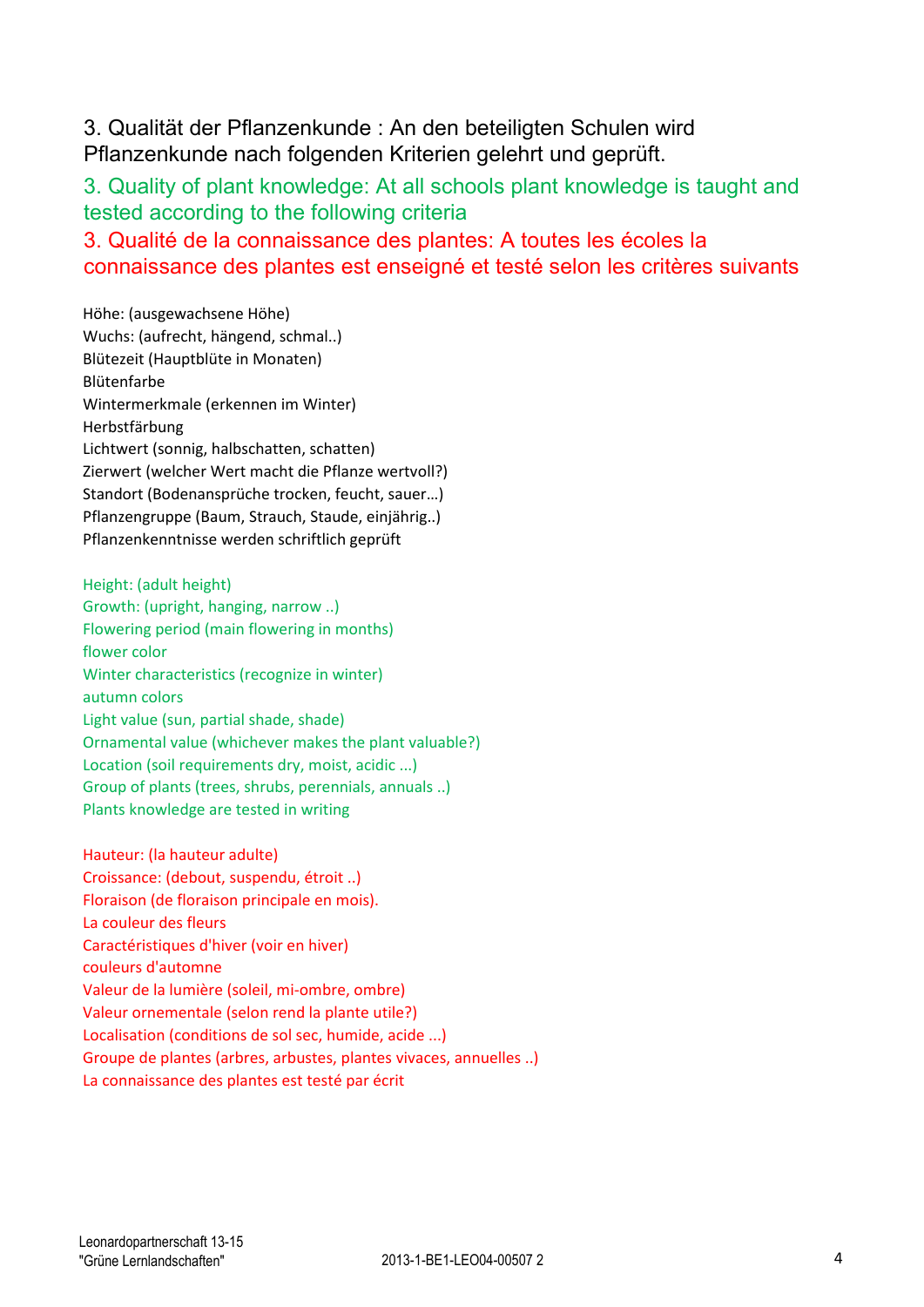## 3. Qualität der Pflanzenkunde : An den beteiligten Schulen wird Pflanzenkunde nach folgenden Kriterien gelehrt und geprüft.

## 3. Quality of plant knowledge: At all schools plant knowledge is taught and tested according to the following criteria

## 3. Qualité de la connaissance des plantes: A toutes les écoles la connaissance des plantes est enseigné et testé selon les critères suivants

Höhe: (ausgewachsene Höhe)
Wuchs: (aufrecht, hängend, schmal..)
Blütezeit (Hauptblüte in Monaten)
Blütenfarbe
Wintermerkmale (erkennen im Winter)
Herbstfärbung
Lichtwert (sonnig, halbschatten, schatten)
Zierwert (welcher Wert macht die Pflanze wertvoll?)
Standort (Bodenansprüche trocken, feucht, sauer…)
Pflanzengruppe (Baum, Strauch, Staude, einjährig..)
Pflanzenkenntnisse werden schriftlich geprüft

Height: (adult height)
Growth: (upright, hanging, narrow ..)
Flowering period (main flowering in months)
flower color
Winter characteristics (recognize in winter)
autumn colors
Light value (sun, partial shade, shade)
Ornamental value (whichever makes the plant valuable?)
Location (soil requirements dry, moist, acidic ...)
Group of plants (trees, shrubs, perennials, annuals ..)
Plants knowledge are tested in writing

Hauteur: (la hauteur adulte)
Croissance: (debout, suspendu, étroit ..)
Floraison (de floraison principale en mois).
La couleur des fleurs
Caractéristiques d'hiver (voir en hiver)
couleurs d'automne
Valeur de la lumière (soleil, mi-ombre, ombre)
Valeur ornementale (selon rend la plante utile?)
Localisation (conditions de sol sec, humide, acide ...)
Groupe de plantes (arbres, arbustes, plantes vivaces, annuelles ..)
La connaissance des plantes est testé par écrit